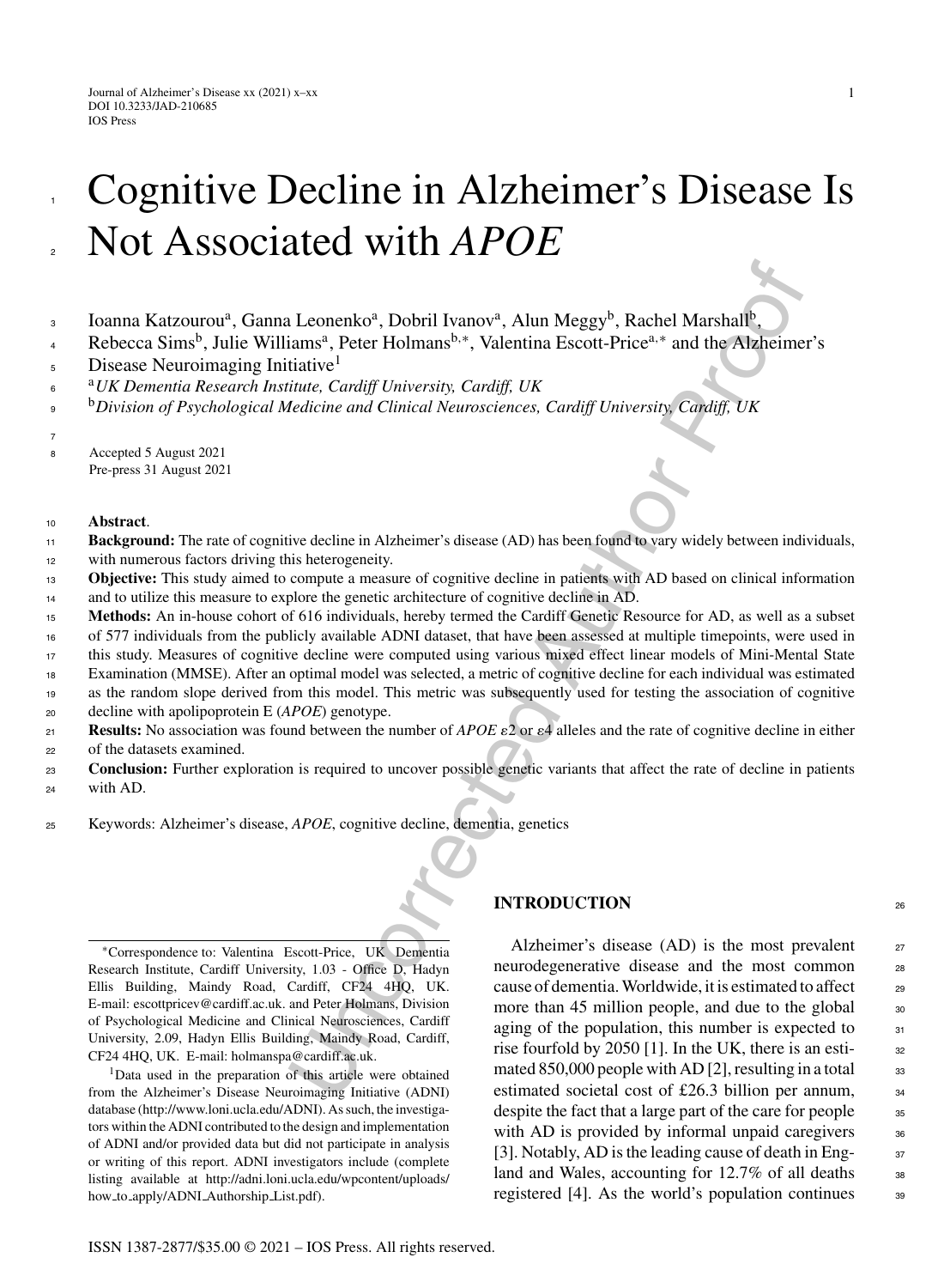# Cognitive Decline in Alzheimer's Disease Is Not Associated with *APOE*

Ioanna Katzourou[a], Ganna Leonenko[a], Dobril Ivanov[a], Alun Meggy[b], Rachel Marshall[b], Rebecca Sims[b], Julie Williams[a], Peter Holmans[b,*], Valentina Escott-Price[a,*] and the Alzheimer's Disease Neuroimaging Initiative[1]

[a] *UK Dementia Research Institute, Cardiff University, Cardiff, UK*

[b] *Division of Psychological Medicine and Clinical Neurosciences, Cardiff University, Cardiff, UK*

Accepted 5 August 2021
Pre-press 31 August 2021

**Abstract**.

**Background:** The rate of cognitive decline in Alzheimer's disease (AD) has been found to vary widely between individuals, with numerous factors driving this heterogeneity.

**Objective:** This study aimed to compute a measure of cognitive decline in patients with AD based on clinical information and to utilize this measure to explore the genetic architecture of cognitive decline in AD.

**Methods:** An in-house cohort of 616 individuals, hereby termed the Cardiff Genetic Resource for AD, as well as a subset of 577 individuals from the publicly available ADNI dataset, that have been assessed at multiple timepoints, were used in this study. Measures of cognitive decline were computed using various mixed effect linear models of Mini-Mental State Examination (MMSE). After an optimal model was selected, a metric of cognitive decline for each individual was estimated as the random slope derived from this model. This metric was subsequently used for testing the association of cognitive decline with apolipoprotein E (*APOE*) genotype.

**Results:** No association was found between the number of *APOE* ε2 or ε4 alleles and the rate of cognitive decline in either of the datasets examined.

**Conclusion:** Further exploration is required to uncover possible genetic variants that affect the rate of decline in patients with AD.

Keywords: Alzheimer's disease, *APOE*, cognitive decline, dementia, genetics

[*] Correspondence to: Valentina Escott-Price, UK Dementia Research Institute, Cardiff University, 1.03 - Office D, Hadyn Ellis Building, Maindy Road, Cardiff, CF24 4HQ, UK. E-mail: escottpricev@cardiff.ac.uk. and Peter Holmans, Division of Psychological Medicine and Clinical Neurosciences, Cardiff University, 2.09, Hadyn Ellis Building, Maindy Road, Cardiff, CF24 4HQ, UK. E-mail: holmanspa@cardiff.ac.uk.

[1] Data used in the preparation of this article were obtained from the Alzheimer's Disease Neuroimaging Initiative (ADNI) database (http://www.loni.ucla.edu/ADNI). As such, the investigators within the ADNI contributed to the design and implementation of ADNI and/or provided data but did not participate in analysis or writing of this report. ADNI investigators include (complete listing available at http://adni.loni.ucla.edu/wpcontent/uploads/how_to_apply/ADNI_Authorship_List.pdf).

## INTRODUCTION

Alzheimer's disease (AD) is the most prevalent neurodegenerative disease and the most common cause of dementia. Worldwide, it is estimated to affect more than 45 million people, and due to the global aging of the population, this number is expected to rise fourfold by 2050 [1]. In the UK, there is an estimated 850,000 people with AD [2], resulting in a total estimated societal cost of £26.3 billion per annum, despite the fact that a large part of the care for people with AD is provided by informal unpaid caregivers [3]. Notably, AD is the leading cause of death in England and Wales, accounting for 12.7% of all deaths registered [4]. As the world's population continues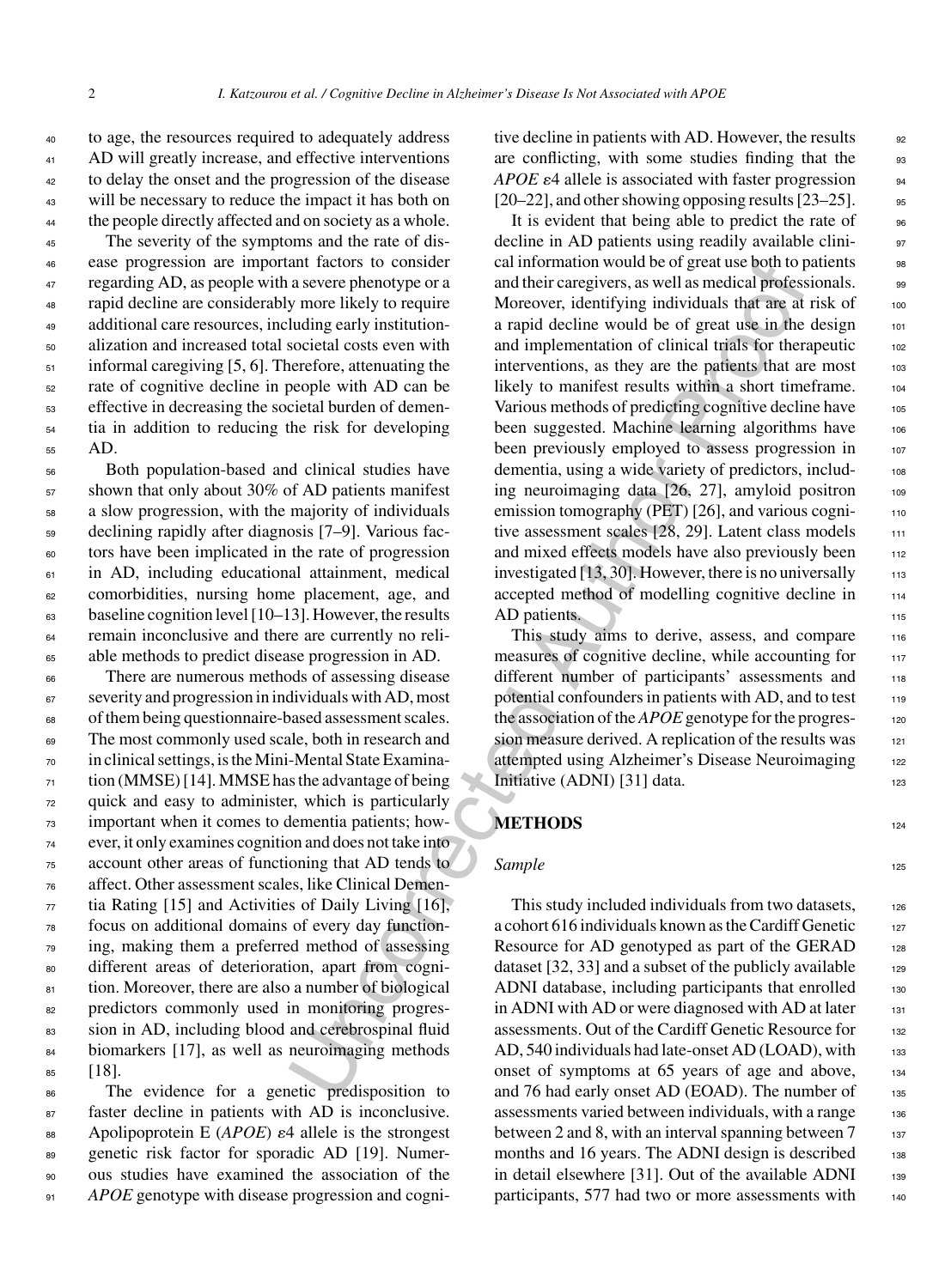to age, the resources required to adequately address AD will greatly increase, and effective interventions to delay the onset and the progression of the disease will be necessary to reduce the impact it has both on the people directly affected and on society as a whole.

The severity of the symptoms and the rate of disease progression are important factors to consider regarding AD, as people with a severe phenotype or a rapid decline are considerably more likely to require additional care resources, including early institutionalization and increased societal costs even with informal caregiving [5, 6]. Therefore, attenuating the rate of cognitive decline in people with AD can be effective in decreasing the societal burden of dementia in addition to reducing the risk for developing AD.

Both population-based and clinical studies have shown that only about 30% of AD patients manifest a slow progression, with the majority of individuals declining rapidly after diagnosis [7–9]. Various factors have been implicated in the rate of progression in AD, including educational attainment, medical comorbidities, nursing home placement, age, and baseline cognition level [10–13]. However, the results remain inconclusive and there are currently no reliable methods to predict disease progression in AD.

There are numerous methods of assessing disease severity and progression in individuals with AD, most of them being questionnaire-based assessment scales. The most commonly used scale, both in research and in clinical settings, is the Mini-Mental State Examination (MMSE) [14]. MMSE has the advantage of being quick and easy to administer, which is particularly important when it comes to dementia patients; however, it only examines cognition and does not take into account other areas of functioning that AD tends to affect. Other assessment scales, like Clinical Dementia Rating [15] and Activities of Daily Living [16], focus on additional domains of every day functioning, making them a preferred method of assessing different areas of deterioration, apart from cognition. Moreover, there are also a number of biological predictors commonly used in monitoring progression in AD, including blood and cerebrospinal fluid biomarkers [17], as well as neuroimaging methods [18].

The evidence for a genetic predisposition to faster decline in patients with AD is inconclusive. Apolipoprotein E (*APOE*) $\varepsilon$4 allele is the strongest genetic risk factor for sporadic AD [19]. Numerous studies have examined the association of the *APOE* genotype with disease progression and cognitive decline in patients with AD. However, the results are conflicting, with some studies finding that the *APOE* $\varepsilon$4 allele is associated with faster progression [20–22], and other showing opposing results [23–25].

It is evident that being able to predict the rate of decline in AD patients using readily available clinical information would be of great use both to patients and their caregivers, as well as medical professionals. Moreover, identifying individuals that are at risk of a rapid decline would be of great use in the design and implementation of clinical trials for therapeutic interventions, as they are the patients that are most likely to manifest results within a short timeframe. Various methods of predicting cognitive decline have been suggested. Machine learning algorithms have been previously employed to assess progression in dementia, using a wide variety of predictors, including neuroimaging data [26, 27], amyloid positron emission tomography (PET) [26], and various cognitive assessment scales [28, 29]. Latent class models and mixed effects models have also previously been investigated [13, 30]. However, there is no universally accepted method of modelling cognitive decline in AD patients.

This study aims to derive, assess, and compare measures of cognitive decline, while accounting for different number of participants' assessments and potential confounders in patients with AD, and to test the association of the *APOE* genotype for the progression measure derived. A replication of the results was attempted using Alzheimer's Disease Neuroimaging Initiative (ADNI) [31] data.

## METHODS

### Sample

This study included individuals from two datasets, a cohort 616 individuals known as the Cardiff Genetic Resource for AD genotyped as part of the GERAD dataset [32, 33] and a subset of the publicly available ADNI database, including participants that enrolled in ADNI with AD or were diagnosed with AD at later assessments. Out of the Cardiff Genetic Resource for AD, 540 individuals had late-onset AD (LOAD), with onset of symptoms at 65 years of age and above, and 76 had early onset AD (EOAD). The number of assessments varied between individuals, with a range between 2 and 8, with an interval spanning between 7 months and 16 years. The ADNI design is described in detail elsewhere [31]. Out of the available ADNI participants, 577 had two or more assessments with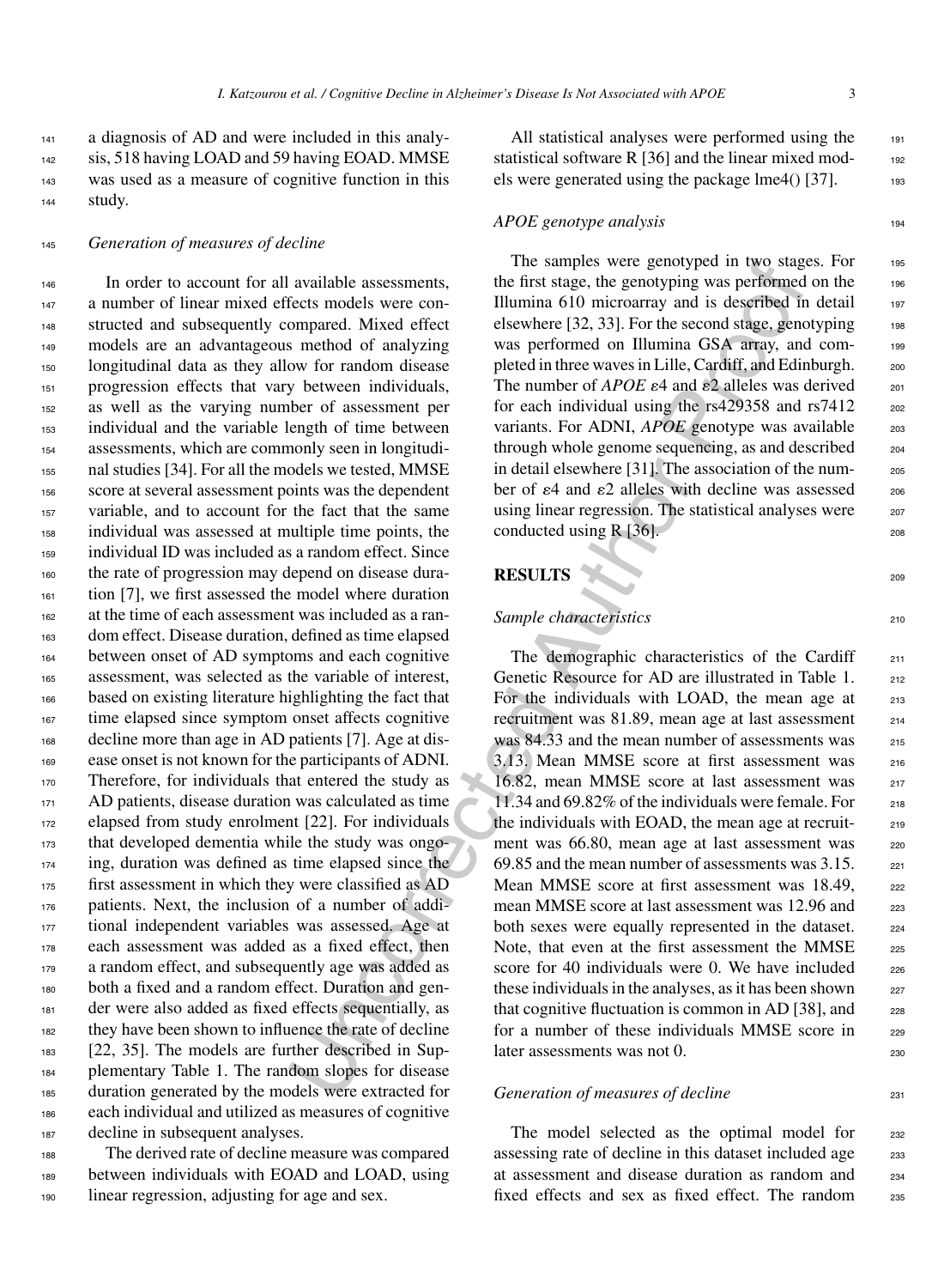a diagnosis of AD and were included in this analysis, 518 having LOAD and 59 having EOAD. MMSE was used as a measure of cognitive function in this study.

### *Generation of measures of decline*

In order to account for all available assessments, a number of linear mixed effects models were constructed and subsequently compared. Mixed effect models are an advantageous method of analyzing longitudinal data as they allow for random disease progression effects that vary between individuals, as well as the varying number of assessment per individual and the variable length of time between assessments, which are commonly seen in longitudinal studies [34]. For all the models we tested, MMSE score at several assessment points was the dependent variable, and to account for the fact that the same individual was assessed at multiple time points, the individual ID was included as a random effect. Since the rate of progression may depend on disease duration [7], we first assessed the model where duration at the time of each assessment was included as a random effect. Disease duration, defined as time elapsed between onset of AD symptoms and each cognitive assessment, was selected as the variable of interest, based on existing literature highlighting the fact that time elapsed since symptom onset affects cognitive decline more than age in AD patients [7]. Age at disease onset is not known for the participants of ADNI. Therefore, for individuals that entered the study as AD patients, disease duration was calculated as time elapsed from study enrolment [22]. For individuals that developed dementia while the study was ongoing, duration was defined as time elapsed since the first assessment in which they were classified as AD patients. Next, the inclusion of a number of additional independent variables was assessed. Age at each assessment was added as a fixed effect, then a random effect, and subsequently age was added as both a fixed and a random effect. Duration and gender were also added as fixed effects sequentially, as they have been shown to influence the rate of decline [22, 35]. The models are further described in Supplementary Table 1. The random slopes for disease duration generated by the models were extracted for each individual and utilized as measures of cognitive decline in subsequent analyses.

The derived rate of decline measure was compared between individuals with EOAD and LOAD, using linear regression, adjusting for age and sex.

All statistical analyses were performed using the statistical software R [36] and the linear mixed models were generated using the package lme4() [37].

### *APOE genotype analysis*

The samples were genotyped in two stages. For the first stage, the genotyping was performed on the Illumina 610 microarray and is described in detail elsewhere [32, 33]. For the second stage, genotyping was performed on Illumina GSA array, and completed in three waves in Lille, Cardiff, and Edinburgh. The number of *APOE* $\varepsilon$4 and $\varepsilon$2 alleles was derived for each individual using the rs429358 and rs7412 variants. For ADNI, *APOE* genotype was available through whole genome sequencing, as and described in detail elsewhere [31]. The association of the number of $\varepsilon$4 and $\varepsilon$2 alleles with decline was assessed using linear regression. The statistical analyses were conducted using R [36].

## RESULTS

### *Sample characteristics*

The demographic characteristics of the Cardiff Genetic Resource for AD are illustrated in Table 1. For the individuals with LOAD, the mean age at recruitment was 81.89, mean age at last assessment was 84.33 and the mean number of assessments was 3.13. Mean MMSE score at first assessment was 16.82, mean MMSE score at last assessment was 11.34 and 69.82% of the individuals were female. For the individuals with EOAD, the mean age at recruitment was 66.80, mean age at last assessment was 69.85 and the mean number of assessments was 3.15. Mean MMSE score at first assessment was 18.49, mean MMSE score at last assessment was 12.96 and both sexes were equally represented in the dataset. Note, that even at the first assessment the MMSE score for 40 individuals were 0. We have included these individuals in the analyses, as it has been shown that cognitive fluctuation is common in AD [38], and for a number of these individuals MMSE score in later assessments was not 0.

### *Generation of measures of decline*

The model selected as the optimal model for assessing rate of decline in this dataset included age at assessment and disease duration as random and fixed effects and sex as fixed effect. The random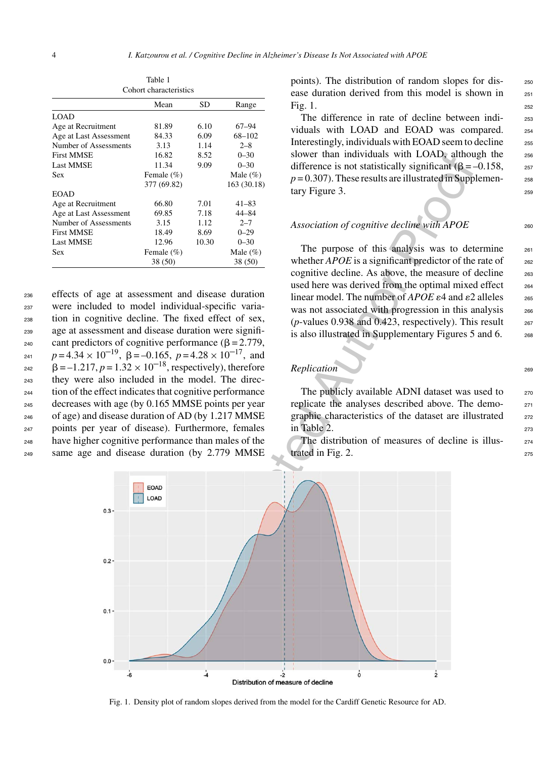Table 1
Cohort characteristics

| | Mean | SD | Range |
|---|---|---|---|
| LOAD | | | |
| Age at Recruitment | 81.89 | 6.10 | 67–94 |
| Age at Last Assessment | 84.33 | 6.09 | 68–102 |
| Number of Assessments | 3.13 | 1.14 | 2–8 |
| First MMSE | 16.82 | 8.52 | 0–30 |
| Last MMSE | 11.34 | 9.09 | 0–30 |
| Sex | Female (%) | | Male (%) |
| | 377 (69.82) | | 163 (30.18) |
| EOAD | | | |
| Age at Recruitment | 66.80 | 7.01 | 41–83 |
| Age at Last Assessment | 69.85 | 7.18 | 44–84 |
| Number of Assessments | 3.15 | 1.12 | 2–7 |
| First MMSE | 18.49 | 8.69 | 0–29 |
| Last MMSE | 12.96 | 10.30 | 0–30 |
| Sex | Female (%) | | Male (%) |
| | 38 (50) | | 38 (50) |

effects of age at assessment and disease duration were included to model individual-specific variation in cognitive decline. The fixed effect of sex, age at assessment and disease duration were significant predictors of cognitive performance ($\beta = 2.779$, $p = 4.34 \times 10^{-19}$, $\beta = -0.165$, $p = 4.28 \times 10^{-17}$, and $\beta = -1.217$, $p = 1.32 \times 10^{-18}$, respectively), therefore they were also included in the model. The direction of the effect indicates that cognitive performance decreases with age (by 0.165 MMSE points per year of age) and disease duration of AD (by 1.217 MMSE points per year of disease). Furthermore, females have higher cognitive performance than males of the same age and disease duration (by 2.779 MMSE points). The distribution of random slopes for disease duration derived from this model is shown in Fig. 1.

The difference in rate of decline between individuals with LOAD and EOAD was compared. Interestingly, individuals with EOAD seem to decline slower than individuals with LOAD, although the difference is not statistically significant ($\beta = -0.158$, $p = 0.307$). These results are illustrated in Supplementary Figure 3.

### *Association of cognitive decline with APOE*

The purpose of this analysis was to determine whether *APOE* is a significant predictor of the rate of cognitive decline. As above, the measure of decline used here was derived from the optimal mixed effect linear model. The number of *APOE* $\varepsilon 4$ and $\varepsilon 2$ alleles was not associated with progression in this analysis ($p$-values 0.938 and 0.423, respectively). This result is also illustrated in Supplementary Figures 5 and 6.

### *Replication*

The publicly available ADNI dataset was used to replicate the analyses described above. The demographic characteristics of the dataset are illustrated in Table 2.

The distribution of measures of decline is illustrated in Fig. 2.

Fig. 1. Density plot of random slopes derived from the model for the Cardiff Genetic Resource for AD.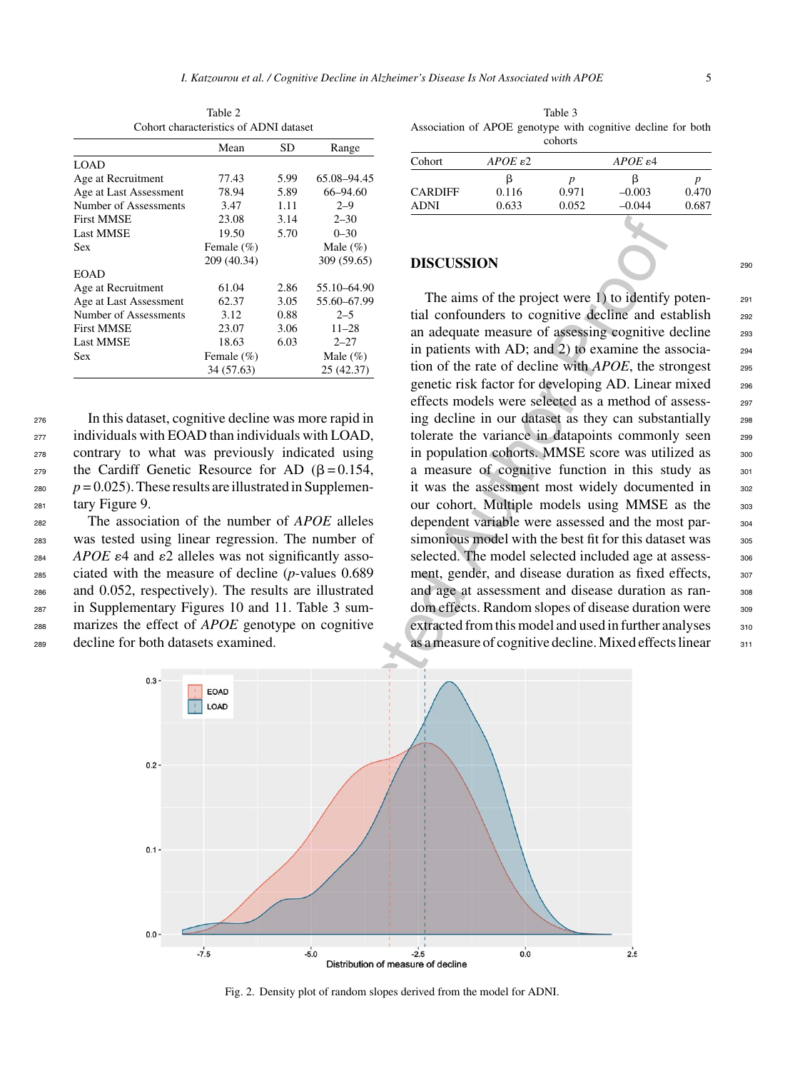Table 2
Cohort characteristics of ADNI dataset

| | Mean | SD | Range |
|---|---|---|---|
| LOAD | | | |
| Age at Recruitment | 77.43 | 5.99 | 65.08–94.45 |
| Age at Last Assessment | 78.94 | 5.89 | 66–94.60 |
| Number of Assessments | 3.47 | 1.11 | 2–9 |
| First MMSE | 23.08 | 3.14 | 2–30 |
| Last MMSE | 19.50 | 5.70 | 0–30 |
| Sex | Female (%) | | Male (%) |
| | 209 (40.34) | | 309 (59.65) |
| EOAD | | | |
| Age at Recruitment | 61.04 | 2.86 | 55.10–64.90 |
| Age at Last Assessment | 62.37 | 3.05 | 55.60–67.99 |
| Number of Assessments | 3.12 | 0.88 | 2–5 |
| First MMSE | 23.07 | 3.06 | 11–28 |
| Last MMSE | 18.63 | 6.03 | 2–27 |
| Sex | Female (%) | | Male (%) |
| | 34 (57.63) | | 25 (42.37) |

In this dataset, cognitive decline was more rapid in individuals with EOAD than individuals with LOAD, contrary to what was previously indicated using the Cardiff Genetic Resource for AD ($\beta = 0.154$, $p = 0.025$). These results are illustrated in Supplementary Figure 9.

The association of the number of *APOE* alleles was tested using linear regression. The number of *APOE* $\varepsilon 4$ and $\varepsilon 2$ alleles was not significantly associated with the measure of decline ($p$-values 0.689 and 0.052, respectively). The results are illustrated in Supplementary Figures 10 and 11. Table 3 summarizes the effect of *APOE* genotype on cognitive decline for both datasets examined.

Table 3
Association of APOE genotype with cognitive decline for both cohorts

| Cohort | *APOE* $\varepsilon 2$ | | *APOE* $\varepsilon 4$ | |
|---|---|---|---|---|
| | β | $p$ | β | $p$ |
| CARDIFF | 0.116 | 0.971 | –0.003 | 0.470 |
| ADNI | 0.633 | 0.052 | –0.044 | 0.687 |

## DISCUSSION

The aims of the project were 1) to identify potential confounders to cognitive decline and establish an adequate measure of assessing cognitive decline in patients with AD; and 2) to examine the association of the rate of decline with *APOE*, the strongest genetic risk factor for developing AD. Linear mixed effects models were selected as a method of assessing decline in our dataset as they can substantially tolerate the variance in datapoints commonly seen in population cohorts. MMSE score was utilized as a measure of cognitive function in this study as it was the assessment most widely documented in our cohort. Multiple models using MMSE as the dependent variable were assessed and the most parsimonious model with the best fit for this dataset was selected. The model selected included age at assessment, gender, and disease duration as fixed effects, and age at assessment and disease duration as random effects. Random slopes of disease duration were extracted from this model and used in further analyses as a measure of cognitive decline. Mixed effects linear

Fig. 2. Density plot of random slopes derived from the model for ADNI.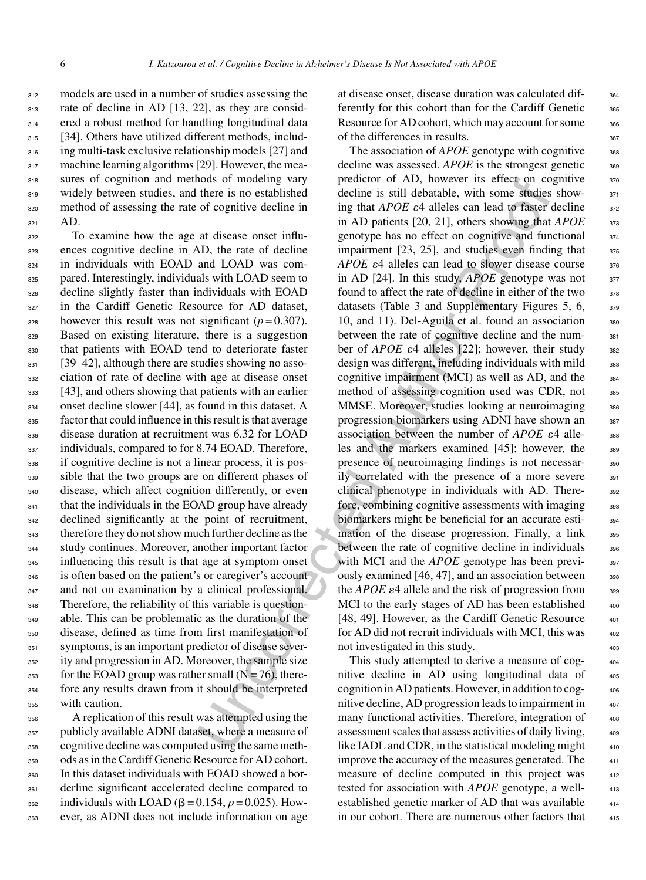models are used in a number of studies assessing the rate of decline in AD [13, 22], as they are considered a robust method for handling longitudinal data [34]. Others have utilized different methods, including multi-task exclusive relationship models [27] and machine learning algorithms [29]. However, the measures of cognition and methods of modeling vary widely between studies, and there is no established method of assessing the rate of cognitive decline in AD.

To examine how the age at disease onset influences cognitive decline in AD, the rate of decline in individuals with EOAD and LOAD was compared. Interestingly, individuals with LOAD seem to decline slightly faster than individuals with EOAD in the Cardiff Genetic Resource for AD dataset, however this result was not significant ($p = 0.307$). Based on existing literature, there is a suggestion that patients with EOAD tend to deteriorate faster [39–42], although there are studies showing no association of rate of decline with age at disease onset [43], and others showing that patients with an earlier onset decline slower [44], as found in this dataset. A factor that could influence in this result is that average disease duration at recruitment was 6.32 for LOAD individuals, compared to for 8.74 EOAD. Therefore, if cognitive decline is not a linear process, it is possible that the two groups are on different phases of disease, which affect cognition differently, or even that the individuals in the EOAD group have already declined significantly at the point of recruitment, therefore they do not show much further decline as the study continues. Moreover, another important factor influencing this result is that age at symptom onset is often based on the patient's or caregiver's account and not on examination by a clinical professional. Therefore, the reliability of this variable is questionable. This can be problematic as the duration of the disease, defined as time from first manifestation of symptoms, is an important predictor of disease severity and progression in AD. Moreover, the sample size for the EOAD group was rather small ($N = 76$), therefore any results drawn from it should be interpreted with caution.

A replication of this result was attempted using the publicly available ADNI dataset, where a measure of cognitive decline was computed using the same methods as in the Cardiff Genetic Resource for AD cohort. In this dataset individuals with EOAD showed a borderline significant accelerated decline compared to individuals with LOAD ($\beta = 0.154$, $p = 0.025$). However, as ADNI does not include information on age at disease onset, disease duration was calculated differently for this cohort than for the Cardiff Genetic Resource for AD cohort, which may account for some of the differences in results.

The association of *APOE* genotype with cognitive decline was assessed. *APOE* is the strongest genetic predictor of AD, however its effect on cognitive decline is still debatable, with some studies showing that *APOE* $\varepsilon$4 alleles can lead to faster decline in AD patients [20, 21], others showing that *APOE* genotype has no effect on cognitive and functional impairment [23, 25], and studies even finding that *APOE* $\varepsilon$4 alleles can lead to slower disease course in AD [24]. In this study, *APOE* genotype was not found to affect the rate of decline in either of the two datasets (Table 3 and Supplementary Figures 5, 6, 10, and 11). Del-Aguila et al. found an association between the rate of cognitive decline and the number of *APOE* $\varepsilon$4 alleles [22]; however, their study design was different, including individuals with mild cognitive impairment (MCI) as well as AD, and the method of assessing cognition used was CDR, not MMSE. Moreover, studies looking at neuroimaging progression biomarkers using ADNI have shown an association between the number of *APOE* $\varepsilon$4 alleles and the markers examined [45]; however, the presence of neuroimaging findings is not necessarily correlated with the presence of a more severe clinical phenotype in individuals with AD. Therefore, combining cognitive assessments with imaging biomarkers might be beneficial for an accurate estimation of the disease progression. Finally, a link between the rate of cognitive decline in individuals with MCI and the *APOE* genotype has been previously examined [46, 47], and an association between the *APOE* $\varepsilon$4 allele and the risk of progression from MCI to the early stages of AD has been established [48, 49]. However, as the Cardiff Genetic Resource for AD did not recruit individuals with MCI, this was not investigated in this study.

This study attempted to derive a measure of cognitive decline in AD using longitudinal data of cognition in AD patients. However, in addition to cognitive decline, AD progression leads to impairment in many functional activities. Therefore, integration of assessment scales that assess activities of daily living, like IADL and CDR, in the statistical modeling might improve the accuracy of the measures generated. The measure of decline computed in this project was tested for association with *APOE* genotype, a well-established genetic marker of AD that was available in our cohort. There are numerous other factors that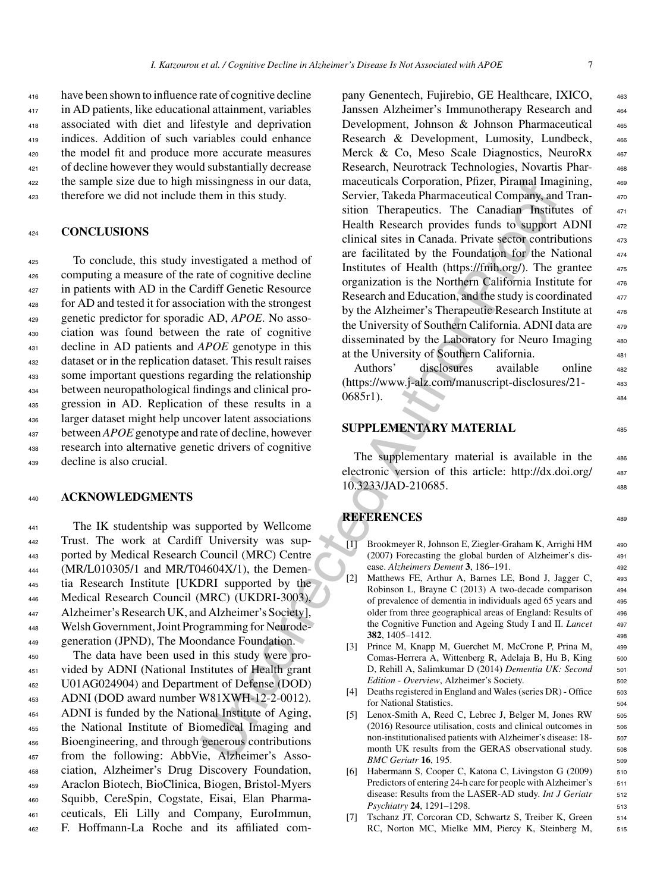have been shown to influence rate of cognitive decline in AD patients, like educational attainment, variables associated with diet and lifestyle and deprivation indices. Addition of such variables could enhance the model fit and produce more accurate measures of decline however they would substantially decrease the sample size due to high missingness in our data, therefore we did not include them in this study.

## CONCLUSIONS

To conclude, this study investigated a method of computing a measure of the rate of cognitive decline in patients with AD in the Cardiff Genetic Resource for AD and tested it for association with the strongest genetic predictor for sporadic AD, *APOE*. No association was found between the rate of cognitive decline in AD patients and *APOE* genotype in this dataset or in the replication dataset. This result raises some important questions regarding the relationship between neuropathological findings and clinical progression in AD. Replication of these results in a larger dataset might help uncover latent associations between *APOE* genotype and rate of decline, however research into alternative genetic drivers of cognitive decline is also crucial.

## ACKNOWLEDGMENTS

The IK studentship was supported by Wellcome Trust. The work at Cardiff University was supported by Medical Research Council (MRC) Centre (MR/L010305/1 and MR/T04604X/1), the Dementia Research Institute [UKDRI supported by the Medical Research Council (MRC) (UKDRI-3003), Alzheimer's Research UK, and Alzheimer's Society], Welsh Government, Joint Programming for Neurodegeneration (JPND), The Moondance Foundation.

The data have been used in this study were provided by ADNI (National Institutes of Health grant U01AG024904) and Department of Defense (DOD) ADNI (DOD award number W81XWH-12-2-0012). ADNI is funded by the National Institute of Aging, the National Institute of Biomedical Imaging and Bioengineering, and through generous contributions from the following: AbbVie, Alzheimer's Association, Alzheimer's Drug Discovery Foundation, Araclon Biotech, BioClinica, Biogen, Bristol-Myers Squibb, CereSpin, Cogstate, Eisai, Elan Pharmaceuticals, Eli Lilly and Company, EuroImmun, F. Hoffmann-La Roche and its affiliated company Genentech, Fujirebio, GE Healthcare, IXICO, Janssen Alzheimer's Immunotherapy Research and Development, Johnson & Johnson Pharmaceutical Research & Development, Lumosity, Lundbeck, Merck & Co, Meso Scale Diagnostics, NeuroRx Research, Neurotrack Technologies, Novartis Pharmaceuticals Corporation, Pfizer, Piramal Imagining, Servier, Takeda Pharmaceutical Company, and Transition Therapeutics. The Canadian Institutes of Health Research provides funds to support ADNI clinical sites in Canada. Private sector contributions are facilitated by the Foundation for the National Institutes of Health (https://fnih.org/). The grantee organization is the Northern California Institute for Research and Education, and the study is coordinated by the Alzheimer's Therapeutic Research Institute at the University of Southern California. ADNI data are disseminated by the Laboratory for Neuro Imaging at the University of Southern California.

Authors' disclosures available online (https://www.j-alz.com/manuscript-disclosures/21-0685r1).

## SUPPLEMENTARY MATERIAL

The supplementary material is available in the electronic version of this article: http://dx.doi.org/10.3233/JAD-210685.

## REFERENCES

[1] Brookmeyer R, Johnson E, Ziegler-Graham K, Arrighi HM (2007) Forecasting the global burden of Alzheimer's disease. *Alzheimers Dement* **3**, 186–191.

[2] Matthews FE, Arthur A, Barnes LE, Bond J, Jagger C, Robinson L, Brayne C (2013) A two-decade comparison of prevalence of dementia in individuals aged 65 years and older from three geographical areas of England: Results of the Cognitive Function and Ageing Study I and II. *Lancet* **382**, 1405–1412.

[3] Prince M, Knapp M, Guerchet M, McCrone P, Prina M, Comas-Herrera A, Wittenberg R, Adelaja B, Hu B, King D, Rehill A, Salimkumar D (2014) *Dementia UK: Second Edition - Overview*, Alzheimer's Society.

[4] Deaths registered in England and Wales (series DR) - Office for National Statistics.

[5] Lenox-Smith A, Reed C, Lebrec J, Belger M, Jones RW (2016) Resource utilisation, costs and clinical outcomes in non-institutionalised patients with Alzheimer's disease: 18-month UK results from the GERAS observational study. *BMC Geriatr* **16**, 195.

[6] Habermann S, Cooper C, Katona C, Livingston G (2009) Predictors of entering 24-h care for people with Alzheimer's disease: Results from the LASER-AD study. *Int J Geriatr Psychiatry* **24**, 1291–1298.

[7] Tschanz JT, Corcoran CD, Schwartz S, Treiber K, Green RC, Norton MC, Mielke MM, Piercy K, Steinberg M,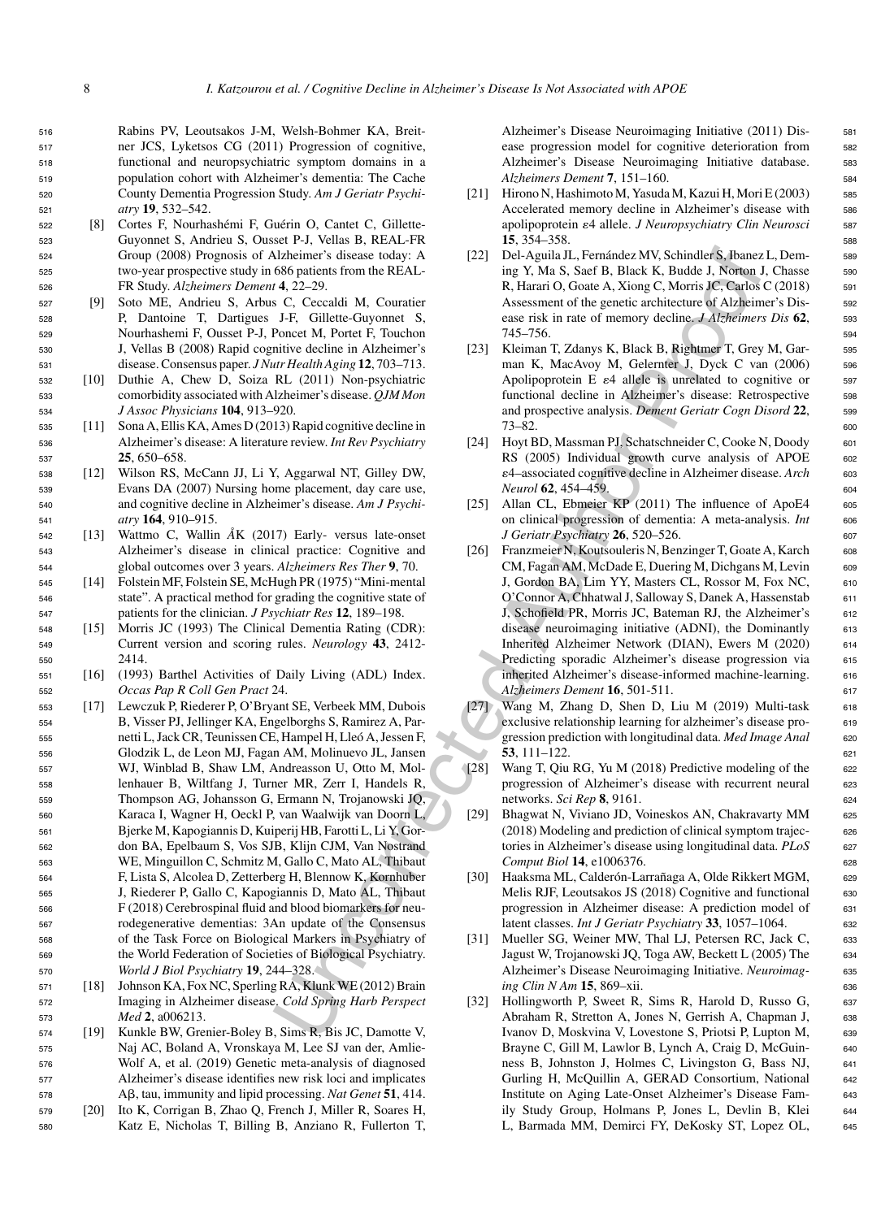Rabins PV, Leoutsakos J-M, Welsh-Bohmer KA, Breitner JCS, Lyketsos CG (2011) Progression of cognitive, functional and neuropsychiatric symptom domains in a population cohort with Alzheimer's dementia: The Cache County Dementia Progression Study. *Am J Geriatr Psychiatry* **19**, 532–542.

[8] Cortes F, Nourhashémi F, Guérin O, Cantet C, Gillette-Guyonnet S, Andrieu S, Ousset P-J, Vellas B, REAL-FR Group (2008) Prognosis of Alzheimer's disease today: A two-year prospective study in 686 patients from the REAL-FR Study. *Alzheimers Dement* **4**, 22–29.

[9] Soto ME, Andrieu S, Arbus C, Ceccaldi M, Couratier P, Dantoine T, Dartigues J-F, Gillette-Guyonnet S, Nourhashemi F, Ousset P-J, Poncet M, Portet F, Touchon J, Vellas B (2008) Rapid cognitive decline in Alzheimer's disease. Consensus paper. *J Nutr Health Aging* **12**, 703–713.

[10] Duthie A, Chew D, Soiza RL (2011) Non-psychiatric comorbidity associated with Alzheimer's disease. *QJM Mon J Assoc Physicians* **104**, 913–920.

[11] Sona A, Ellis KA, Ames D (2013) Rapid cognitive decline in Alzheimer's disease: A literature review. *Int Rev Psychiatry* **25**, 650–658.

[12] Wilson RS, McCann JJ, Li Y, Aggarwal NT, Gilley DW, Evans DA (2007) Nursing home placement, day care use, and cognitive decline in Alzheimer's disease. *Am J Psychiatry* **164**, 910–915.

[13] Wattmo C, Wallin ÅK (2017) Early- versus late-onset Alzheimer's disease in clinical practice: Cognitive and global outcomes over 3 years. *Alzheimers Res Ther* **9**, 70.

[14] Folstein MF, Folstein SE, McHugh PR (1975) "Mini-mental state". A practical method for grading the cognitive state of patients for the clinician. *J Psychiatr Res* **12**, 189–198.

[15] Morris JC (1993) The Clinical Dementia Rating (CDR): Current version and scoring rules. *Neurology* **43**, 2412-2414.

[16] (1993) Barthel Activities of Daily Living (ADL) Index. *Occas Pap R Coll Gen Pract* 24.

[17] Lewczuk P, Riederer P, O'Bryant SE, Verbeek MM, Dubois B, Visser PJ, Jellinger KA, Engelborghs S, Ramirez A, Parnetti L, Jack CR, Teunissen CE, Hampel H, Lleó A, Jessen F, Glodzik L, de Leon MJ, Fagan AM, Molinuevo JL, Jansen WJ, Winblad B, Shaw LM, Andreasson U, Otto M, Mollenhauer B, Wiltfang J, Turner MR, Zerr I, Handels R, Thompson AG, Johansson G, Ermann N, Trojanowski JQ, Karaca I, Wagner H, Oeckl P, van Waalwijk van Doorn L, Bjerke M, Kapogiannis D, Kuiperij HB, Farotti L, Li Y, Gordon BA, Epelbaum S, Vos SJB, Klijn CJM, Van Nostrand WE, Minguillon C, Schmitz M, Gallo C, Mato AL, Thibaut F, Lista S, Alcolea D, Zetterberg H, Blennow K, Kornhuber J, Riederer P, Gallo C, Kapogiannis D, Mato AL, Thibaut F (2018) Cerebrospinal fluid and blood biomarkers for neurodegenerative dementias: 3An update of the Consensus of the Task Force on Biological Markers in Psychiatry of the World Federation of Societies of Biological Psychiatry. *World J Biol Psychiatry* **19**, 244–328.

[18] Johnson KA, Fox NC, Sperling RA, Klunk WE (2012) Brain Imaging in Alzheimer disease. *Cold Spring Harb Perspect Med* **2**, a006213.

[19] Kunkle BW, Grenier-Boley B, Sims R, Bis JC, Damotte V, Naj AC, Boland A, Vronskaya M, Lee SJ van der, Amlie-Wolf A, et al. (2019) Genetic meta-analysis of diagnosed Alzheimer's disease identifies new risk loci and implicates Aβ, tau, immunity and lipid processing. *Nat Genet* **51**, 414.

[20] Ito K, Corrigan B, Zhao Q, French J, Miller R, Soares H, Katz E, Nicholas T, Billing B, Anziano R, Fullerton T, Alzheimer's Disease Neuroimaging Initiative (2011) Disease progression model for cognitive deterioration from Alzheimer's Disease Neuroimaging Initiative database. *Alzheimers Dement* **7**, 151–160.

[21] Hirono N, Hashimoto M, Yasuda M, Kazui H, Mori E (2003) Accelerated memory decline in Alzheimer's disease with apolipoprotein ε4 allele. *J Neuropsychiatry Clin Neurosci* **15**, 354–358.

[22] Del-Aguila JL, Fernández MV, Schindler S, Ibanez L, Deming Y, Ma S, Saef B, Black K, Budde J, Norton J, Chasse R, Harari O, Goate A, Xiong C, Morris JC, Carlos C (2018) Assessment of the genetic architecture of Alzheimer's Disease risk in rate of memory decline. *J Alzheimers Dis* **62**, 745–756.

[23] Kleiman T, Zdanys K, Black B, Rightmer T, Grey M, Garman K, MacAvoy M, Gelernter J, Dyck C van (2006) Apolipoprotein E ε4 allele is unrelated to cognitive or functional decline in Alzheimer's disease: Retrospective and prospective analysis. *Dement Geriatr Cogn Disord* **22**, 73–82.

[24] Hoyt BD, Massman PJ, Schatschneider C, Cooke N, Doody RS (2005) Individual growth curve analysis of APOE ε4–associated cognitive decline in Alzheimer disease. *Arch Neurol* **62**, 454–459.

[25] Allan CL, Ebmeier KP (2011) The influence of ApoE4 on clinical progression of dementia: A meta-analysis. *Int J Geriatr Psychiatry* **26**, 520–526.

[26] Franzmeier N, Koutsouleris N, Benzinger T, Goate A, Karch CM, Fagan AM, McDade E, Duering M, Dichgans M, Levin J, Gordon BA, Lim YY, Masters CL, Rossor M, Fox NC, O'Connor A, Chhatwal J, Salloway S, Danek A, Hassenstab J, Schofield PR, Morris JC, Bateman RJ, the Alzheimer's disease neuroimaging initiative (ADNI), the Dominantly Inherited Alzheimer Network (DIAN), Ewers M (2020) Predicting sporadic Alzheimer's disease progression via inherited Alzheimer's disease-informed machine-learning. *Alzheimers Dement* **16**, 501-511.

[27] Wang M, Zhang D, Shen D, Liu M (2019) Multi-task exclusive relationship learning for alzheimer's disease progression prediction with longitudinal data. *Med Image Anal* **53**, 111–122.

[28] Wang T, Qiu RG, Yu M (2018) Predictive modeling of the progression of Alzheimer's disease with recurrent neural networks. *Sci Rep* **8**, 9161.

[29] Bhagwat N, Viviano JD, Voineskos AN, Chakravarty MM (2018) Modeling and prediction of clinical symptom trajectories in Alzheimer's disease using longitudinal data. *PLoS Comput Biol* **14**, e1006376.

[30] Haaksma ML, Calderón-Larrañaga A, Olde Rikkert MGM, Melis RJF, Leoutsakos JS (2018) Cognitive and functional progression in Alzheimer disease: A prediction model of latent classes. *Int J Geriatr Psychiatry* **33**, 1057–1064.

[31] Mueller SG, Weiner MW, Thal LJ, Petersen RC, Jack C, Jagust W, Trojanowski JQ, Toga AW, Beckett L (2005) The Alzheimer's Disease Neuroimaging Initiative. *Neuroimaging Clin N Am* **15**, 869–xii.

[32] Hollingworth P, Sweet R, Sims R, Harold D, Russo G, Abraham R, Stretton A, Jones N, Gerrish A, Chapman J, Ivanov D, Moskvina V, Lovestone S, Priotsi P, Lupton M, Brayne C, Gill M, Lawlor B, Lynch A, Craig D, McGuinness B, Johnston J, Holmes C, Livingston G, Bass NJ, Gurling H, McQuillin A, GERAD Consortium, National Institute on Aging Late-Onset Alzheimer's Disease Family Study Group, Holmans P, Jones L, Devlin B, Klei L, Barmada MM, Demirci FY, DeKosky ST, Lopez OL,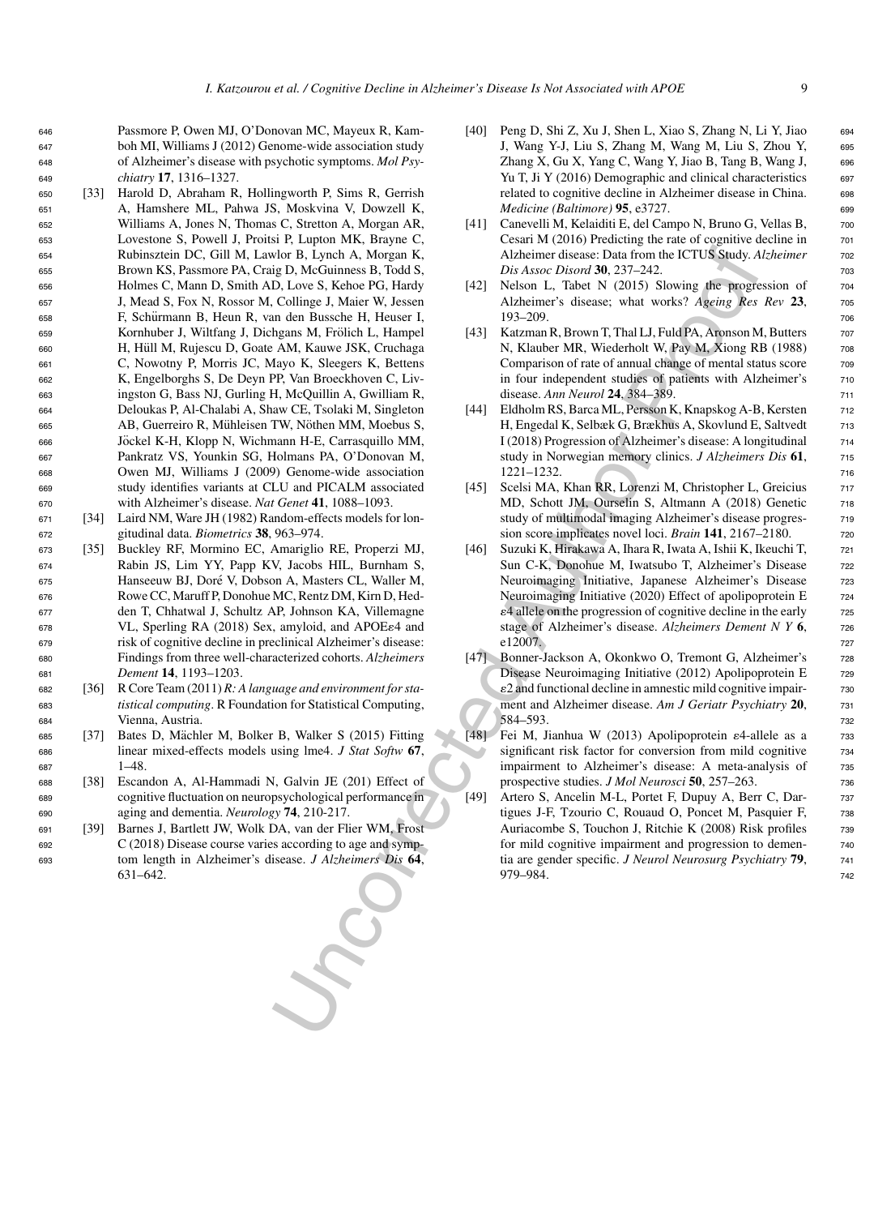Passmore P, Owen MJ, O'Donovan MC, Mayeux R, Kamboh MI, Williams J (2012) Genome-wide association study of Alzheimer's disease with psychotic symptoms. *Mol Psychiatry* **17**, 1316–1327.

[33] Harold D, Abraham R, Hollingworth P, Sims R, Gerrish A, Hamshere ML, Pahwa JS, Moskvina V, Dowzell K, Williams A, Jones N, Thomas C, Stretton A, Morgan AR, Lovestone S, Powell J, Proitsi P, Lupton MK, Brayne C, Rubinsztein DC, Gill M, Lawlor B, Lynch A, Morgan K, Brown KS, Passmore PA, Craig D, McGuinness B, Todd S, Holmes C, Mann D, Smith AD, Love S, Kehoe PG, Hardy J, Mead S, Fox N, Rossor M, Collinge J, Maier W, Jessen F, Schürmann B, Heun R, van den Bussche H, Heuser I, Kornhuber J, Wiltfang J, Dichgans M, Frölich L, Hampel H, Hüll M, Rujescu D, Goate AM, Kauwe JSK, Cruchaga C, Nowotny P, Morris JC, Mayo K, Sleegers K, Bettens K, Engelborghs S, De Deyn PP, Van Broeckhoven C, Livingston G, Bass NJ, Gurling H, McQuillin A, Gwilliam R, Deloukas P, Al-Chalabi A, Shaw CE, Tsolaki M, Singleton AB, Guerreiro R, Mühleisen TW, Nöthen MM, Moebus S, Jöckel K-H, Klopp N, Wichmann H-E, Carrasquillo MM, Pankratz VS, Younkin SG, Holmans PA, O'Donovan M, Owen MJ, Williams J (2009) Genome-wide association study identifies variants at CLU and PICALM associated with Alzheimer's disease. *Nat Genet* **41**, 1088–1093.

[34] Laird NM, Ware JH (1982) Random-effects models for longitudinal data. *Biometrics* **38**, 963–974.

[35] Buckley RF, Mormino EC, Amariglio RE, Properzi MJ, Rabin JS, Lim YY, Papp KV, Jacobs HIL, Burnham S, Hanseeuw BJ, Doré V, Dobson A, Masters CL, Waller M, Rowe CC, Maruff P, Donohue MC, Rentz DM, Kirn D, Hedden T, Chhatwal J, Schultz AP, Johnson KA, Villemagne VL, Sperling RA (2018) Sex, amyloid, and APOE$\varepsilon$4 and risk of cognitive decline in preclinical Alzheimer's disease: Findings from three well-characterized cohorts. *Alzheimers Dement* **14**, 1193–1203.

[36] R Core Team (2011) *R: A language and environment for statistical computing*. R Foundation for Statistical Computing, Vienna, Austria.

[37] Bates D, Mächler M, Bolker B, Walker S (2015) Fitting linear mixed-effects models using lme4. *J Stat Softw* **67**, 1–48.

[38] Escandon A, Al-Hammadi N, Galvin JE (201) Effect of cognitive fluctuation on neuropsychological performance in aging and dementia. *Neurology* **74**, 210-217.

[39] Barnes J, Bartlett JW, Wolk DA, van der Flier WM, Frost C (2018) Disease course varies according to age and symptom length in Alzheimer's disease. *J Alzheimers Dis* **64**, 631–642.

[40] Peng D, Shi Z, Xu J, Shen L, Xiao S, Zhang N, Li Y, Jiao J, Wang Y-J, Liu S, Zhang M, Wang M, Liu S, Zhou Y, Zhang X, Gu X, Yang C, Wang Y, Jiao B, Tang B, Wang J, Yu T, Ji Y (2016) Demographic and clinical characteristics related to cognitive decline in Alzheimer disease in China. *Medicine (Baltimore)* **95**, e3727.

[41] Canevelli M, Kelaiditi E, del Campo N, Bruno G, Vellas B, Cesari M (2016) Predicting the rate of cognitive decline in Alzheimer disease: Data from the ICTUS Study. *Alzheimer Dis Assoc Disord* **30**, 237–242.

[42] Nelson L, Tabet N (2015) Slowing the progression of Alzheimer's disease; what works? *Ageing Res Rev* **23**, 193–209.

[43] Katzman R, Brown T, Thal LJ, Fuld PA, Aronson M, Butters N, Klauber MR, Wiederholt W, Pay M, Xiong RB (1988) Comparison of rate of annual change of mental status score in four independent studies of patients with Alzheimer's disease. *Ann Neurol* **24**, 384–389.

[44] Eldholm RS, Barca ML, Persson K, Knapskog A-B, Kersten H, Engedal K, Selbæk G, Brækhus A, Skovlund E, Saltvedt I (2018) Progression of Alzheimer's disease: A longitudinal study in Norwegian memory clinics. *J Alzheimers Dis* **61**, 1221–1232.

[45] Scelsi MA, Khan RR, Lorenzi M, Christopher L, Greicius MD, Schott JM, Ourselin S, Altmann A (2018) Genetic study of multimodal imaging Alzheimer's disease progression score implicates novel loci. *Brain* **141**, 2167–2180.

[46] Suzuki K, Hirakawa A, Ihara R, Iwata A, Ishii K, Ikeuchi T, Sun C-K, Donohue M, Iwatsubo T, Alzheimer's Disease Neuroimaging Initiative, Japanese Alzheimer's Disease Neuroimaging Initiative (2020) Effect of apolipoprotein E $\varepsilon$4 allele on the progression of cognitive decline in the early stage of Alzheimer's disease. *Alzheimers Dement N Y* **6**, e12007.

[47] Bonner-Jackson A, Okonkwo O, Tremont G, Alzheimer's Disease Neuroimaging Initiative (2012) Apolipoprotein E $\varepsilon$2 and functional decline in amnestic mild cognitive impairment and Alzheimer disease. *Am J Geriatr Psychiatry* **20**, 584–593.

[48] Fei M, Jianhua W (2013) Apolipoprotein $\varepsilon$4-allele as a significant risk factor for conversion from mild cognitive impairment to Alzheimer's disease: A meta-analysis of prospective studies. *J Mol Neurosci* **50**, 257–263.

[49] Artero S, Ancelin M-L, Portet F, Dupuy A, Berr C, Dartigues J-F, Tzourio C, Rouaud O, Poncet M, Pasquier F, Auriacombe S, Touchon J, Ritchie K (2008) Risk profiles for mild cognitive impairment and progression to dementia are gender specific. *J Neurol Neurosurg Psychiatry* **79**, 979–984.